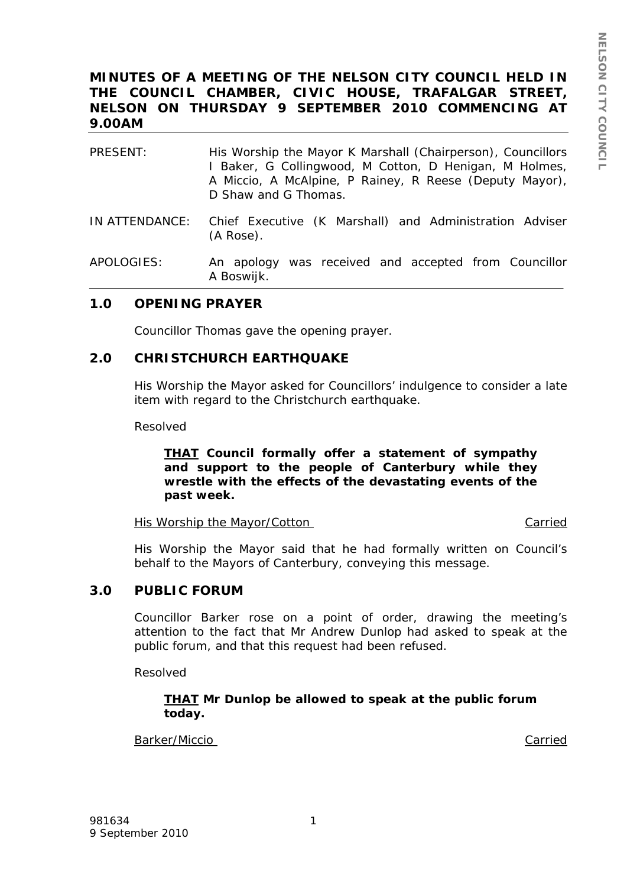# MINUTES OF A MEETING OF THE NELSON CITY COUNCIL HELD IN THE COUNCIL CHAMBER, CIVIC HOUSE, TRAFALGAR STREET, NELSON ON THURSDAY 9 SEPTEMBER 2010 COMMENCING AT 9.00AM

PRESENT: His Worship the Mayor K Marshall (Chairperson), Councillors I Baker, G Collingwood, M Cotton, D Henigan, M Holmes, A Miccio, A McAlpine, P Rainey, R Reese (Deputy Mayor), D Shaw and G Thomas.

IN ATTENDANCE: Chief Executive (K Marshall) and Administration Adviser (A Rose).

APOLOGIES: An apology was received and accepted from Councillor A Boswijk.

## 1.0 OPENING PRAYER

*Councillor Thomas gave the opening prayer.*

## 2.0 CHRISTCHURCH EARTHQUAKE

*His Worship the Mayor asked for Councillors' indulgence to consider a late item with regard to the Christchurch earthquake.*

*Resolved*

> ***THAT Council formally offer a statement of sympathy and support to the people of Canterbury while they wrestle with the effects of the devastating events of the past week.***

*His Worship the Mayor/Cotton* — *Carried*

*His Worship the Mayor said that he had formally written on Council's behalf to the Mayors of Canterbury, conveying this message.*

## 3.0 PUBLIC FORUM

*Councillor Barker rose on a point of order, drawing the meeting's attention to the fact that Mr Andrew Dunlop had asked to speak at the public forum, and that this request had been refused.*

*Resolved*

> ***THAT Mr Dunlop be allowed to speak at the public forum today.***

*Barker/Miccio* — *Carried*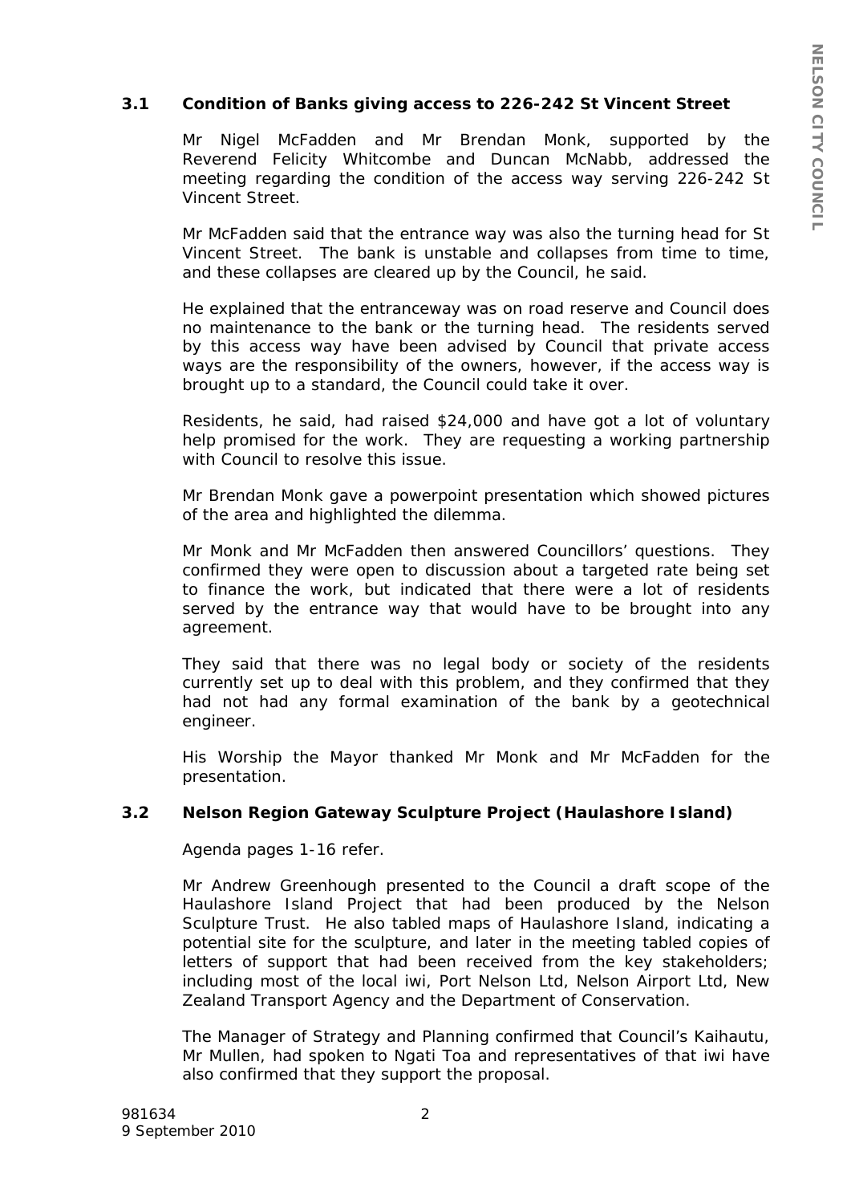### 3.1 Condition of Banks giving access to 226-242 St Vincent Street

Mr Nigel McFadden and Mr Brendan Monk, supported by the Reverend Felicity Whitcombe and Duncan McNabb, addressed the meeting regarding the condition of the access way serving 226-242 St Vincent Street.

Mr McFadden said that the entrance way was also the turning head for St Vincent Street. The bank is unstable and collapses from time to time, and these collapses are cleared up by the Council, he said.

He explained that the entranceway was on road reserve and Council does no maintenance to the bank or the turning head. The residents served by this access way have been advised by Council that private access ways are the responsibility of the owners, however, if the access way is brought up to a standard, the Council could take it over.

Residents, he said, had raised $24,000 and have got a lot of voluntary help promised for the work. They are requesting a working partnership with Council to resolve this issue.

Mr Brendan Monk gave a powerpoint presentation which showed pictures of the area and highlighted the dilemma.

Mr Monk and Mr McFadden then answered Councillors' questions. They confirmed they were open to discussion about a targeted rate being set to finance the work, but indicated that there were a lot of residents served by the entrance way that would have to be brought into any agreement.

They said that there was no legal body or society of the residents currently set up to deal with this problem, and they confirmed that they had not had any formal examination of the bank by a geotechnical engineer.

His Worship the Mayor thanked Mr Monk and Mr McFadden for the presentation.

### 3.2 Nelson Region Gateway Sculpture Project (Haulashore Island)

Agenda pages 1-16 refer.

Mr Andrew Greenhough presented to the Council a draft scope of the Haulashore Island Project that had been produced by the Nelson Sculpture Trust. He also tabled maps of Haulashore Island, indicating a potential site for the sculpture, and later in the meeting tabled copies of letters of support that had been received from the key stakeholders; including most of the local iwi, Port Nelson Ltd, Nelson Airport Ltd, New Zealand Transport Agency and the Department of Conservation.

The Manager of Strategy and Planning confirmed that Council's Kaihautu, Mr Mullen, had spoken to Ngati Toa and representatives of that iwi have also confirmed that they support the proposal.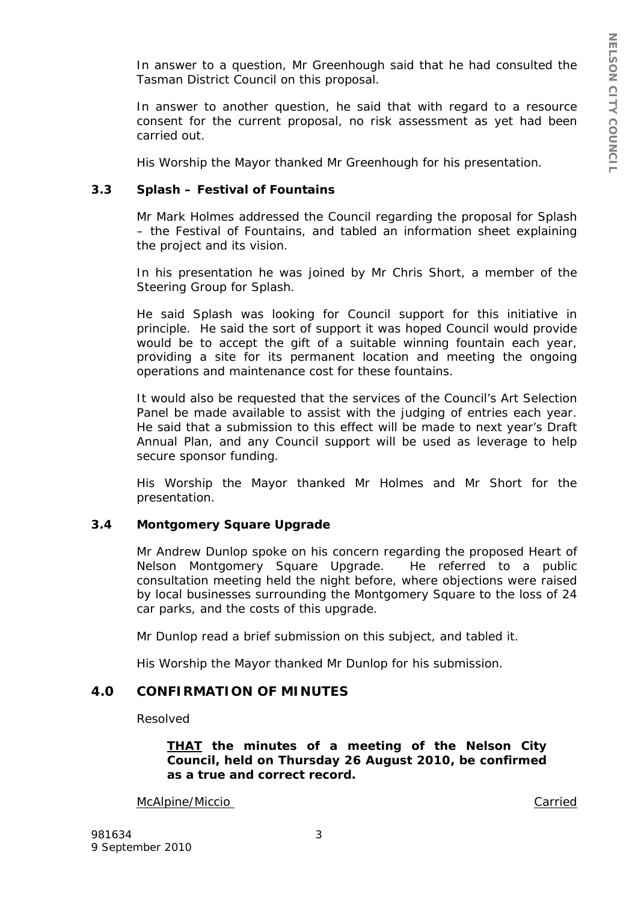In answer to a question, Mr Greenhough said that he had consulted the Tasman District Council on this proposal.

In answer to another question, he said that with regard to a resource consent for the current proposal, no risk assessment as yet had been carried out.

His Worship the Mayor thanked Mr Greenhough for his presentation.

### 3.3 Splash – Festival of Fountains

Mr Mark Holmes addressed the Council regarding the proposal for Splash – the Festival of Fountains, and tabled an information sheet explaining the project and its vision.

In his presentation he was joined by Mr Chris Short, a member of the Steering Group for Splash.

He said Splash was looking for Council support for this initiative in principle. He said the sort of support it was hoped Council would provide would be to accept the gift of a suitable winning fountain each year, providing a site for its permanent location and meeting the ongoing operations and maintenance cost for these fountains.

It would also be requested that the services of the Council's Art Selection Panel be made available to assist with the judging of entries each year. He said that a submission to this effect will be made to next year's Draft Annual Plan, and any Council support will be used as leverage to help secure sponsor funding.

His Worship the Mayor thanked Mr Holmes and Mr Short for the presentation.

### 3.4 Montgomery Square Upgrade

Mr Andrew Dunlop spoke on his concern regarding the proposed Heart of Nelson Montgomery Square Upgrade. He referred to a public consultation meeting held the night before, where objections were raised by local businesses surrounding the Montgomery Square to the loss of 24 car parks, and the costs of this upgrade.

Mr Dunlop read a brief submission on this subject, and tabled it.

His Worship the Mayor thanked Mr Dunlop for his submission.

## 4.0 CONFIRMATION OF MINUTES

Resolved

> **THAT the minutes of a meeting of the Nelson City Council, held on Thursday 26 August 2010, be confirmed as a true and correct record.**

McAlpine/Miccio — Carried

981634
9 September 2010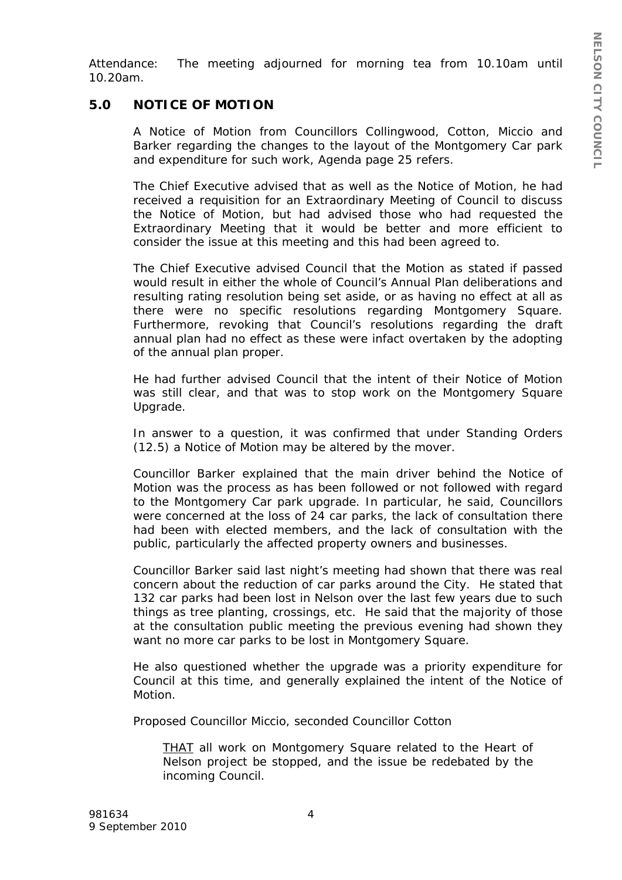Attendance: The meeting adjourned for morning tea from 10.10am until 10.20am.

## 5.0 NOTICE OF MOTION

A Notice of Motion from Councillors Collingwood, Cotton, Miccio and Barker regarding the changes to the layout of the Montgomery Car park and expenditure for such work, Agenda page 25 refers.

The Chief Executive advised that as well as the Notice of Motion, he had received a requisition for an Extraordinary Meeting of Council to discuss the Notice of Motion, but had advised those who had requested the Extraordinary Meeting that it would be better and more efficient to consider the issue at this meeting and this had been agreed to.

The Chief Executive advised Council that the Motion as stated if passed would result in either the whole of Council's Annual Plan deliberations and resulting rating resolution being set aside, or as having no effect at all as there were no specific resolutions regarding Montgomery Square. Furthermore, revoking that Council's resolutions regarding the draft annual plan had no effect as these were infact overtaken by the adopting of the annual plan proper.

He had further advised Council that the intent of their Notice of Motion was still clear, and that was to stop work on the Montgomery Square Upgrade.

In answer to a question, it was confirmed that under Standing Orders (12.5) a Notice of Motion may be altered by the mover.

Councillor Barker explained that the main driver behind the Notice of Motion was the process as has been followed or not followed with regard to the Montgomery Car park upgrade. In particular, he said, Councillors were concerned at the loss of 24 car parks, the lack of consultation there had been with elected members, and the lack of consultation with the public, particularly the affected property owners and businesses.

Councillor Barker said last night's meeting had shown that there was real concern about the reduction of car parks around the City. He stated that 132 car parks had been lost in Nelson over the last few years due to such things as tree planting, crossings, etc. He said that the majority of those at the consultation public meeting the previous evening had shown they want no more car parks to be lost in Montgomery Square.

He also questioned whether the upgrade was a priority expenditure for Council at this time, and generally explained the intent of the Notice of Motion.

Proposed Councillor Miccio, seconded Councillor Cotton

> THAT all work on Montgomery Square related to the Heart of Nelson project be stopped, and the issue be redebated by the incoming Council.

981634
9 September 2010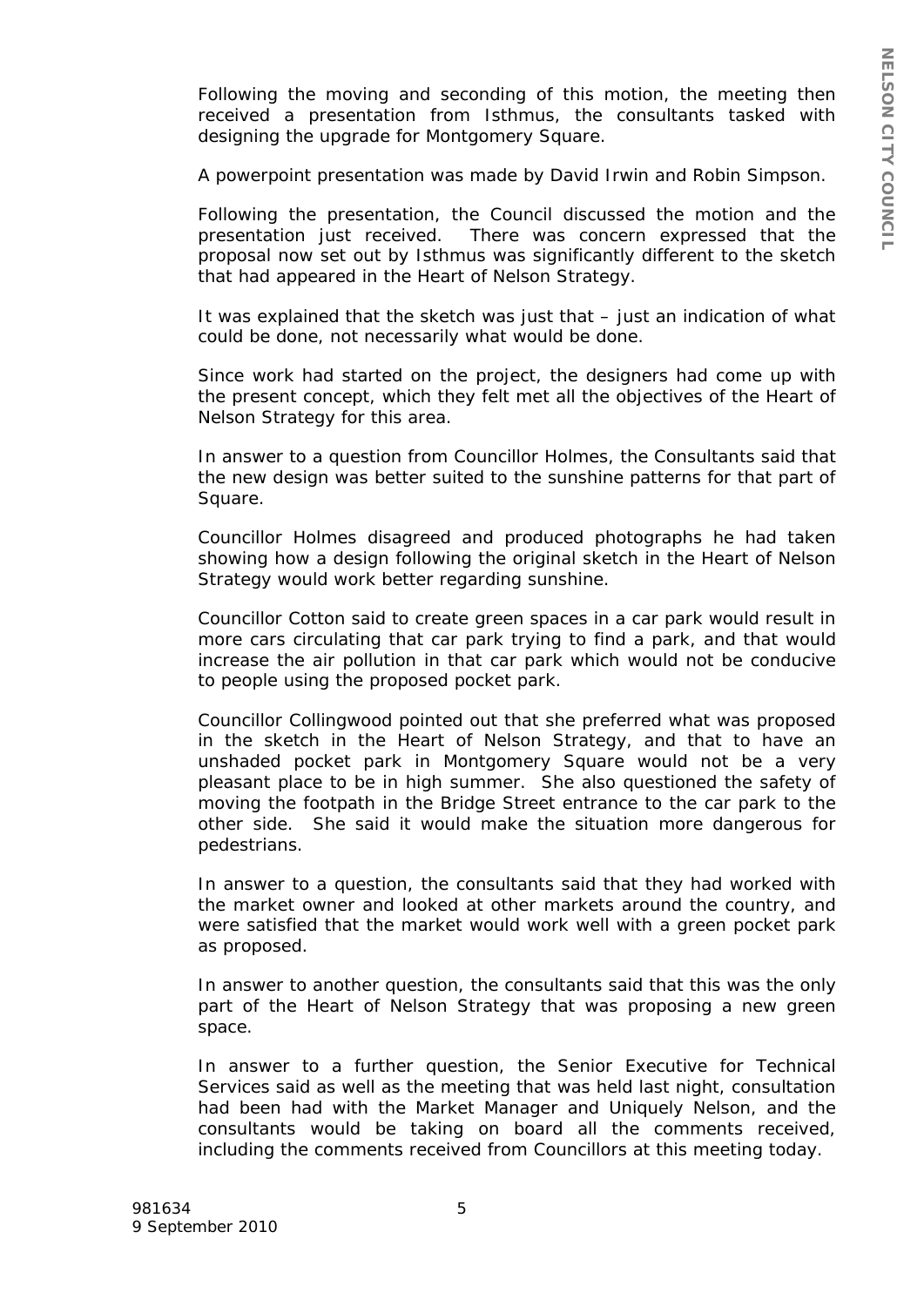Following the moving and seconding of this motion, the meeting then received a presentation from Isthmus, the consultants tasked with designing the upgrade for Montgomery Square.

A powerpoint presentation was made by David Irwin and Robin Simpson.

Following the presentation, the Council discussed the motion and the presentation just received. There was concern expressed that the proposal now set out by Isthmus was significantly different to the sketch that had appeared in the Heart of Nelson Strategy.

It was explained that the sketch was just that – just an indication of what could be done, not necessarily what would be done.

Since work had started on the project, the designers had come up with the present concept, which they felt met all the objectives of the Heart of Nelson Strategy for this area.

In answer to a question from Councillor Holmes, the Consultants said that the new design was better suited to the sunshine patterns for that part of Square.

Councillor Holmes disagreed and produced photographs he had taken showing how a design following the original sketch in the Heart of Nelson Strategy would work better regarding sunshine.

Councillor Cotton said to create green spaces in a car park would result in more cars circulating that car park trying to find a park, and that would increase the air pollution in that car park which would not be conducive to people using the proposed pocket park.

Councillor Collingwood pointed out that she preferred what was proposed in the sketch in the Heart of Nelson Strategy, and that to have an unshaded pocket park in Montgomery Square would not be a very pleasant place to be in high summer. She also questioned the safety of moving the footpath in the Bridge Street entrance to the car park to the other side. She said it would make the situation more dangerous for pedestrians.

In answer to a question, the consultants said that they had worked with the market owner and looked at other markets around the country, and were satisfied that the market would work well with a green pocket park as proposed.

In answer to another question, the consultants said that this was the only part of the Heart of Nelson Strategy that was proposing a new green space.

In answer to a further question, the Senior Executive for Technical Services said as well as the meeting that was held last night, consultation had been had with the Market Manager and Uniquely Nelson, and the consultants would be taking on board all the comments received, including the comments received from Councillors at this meeting today.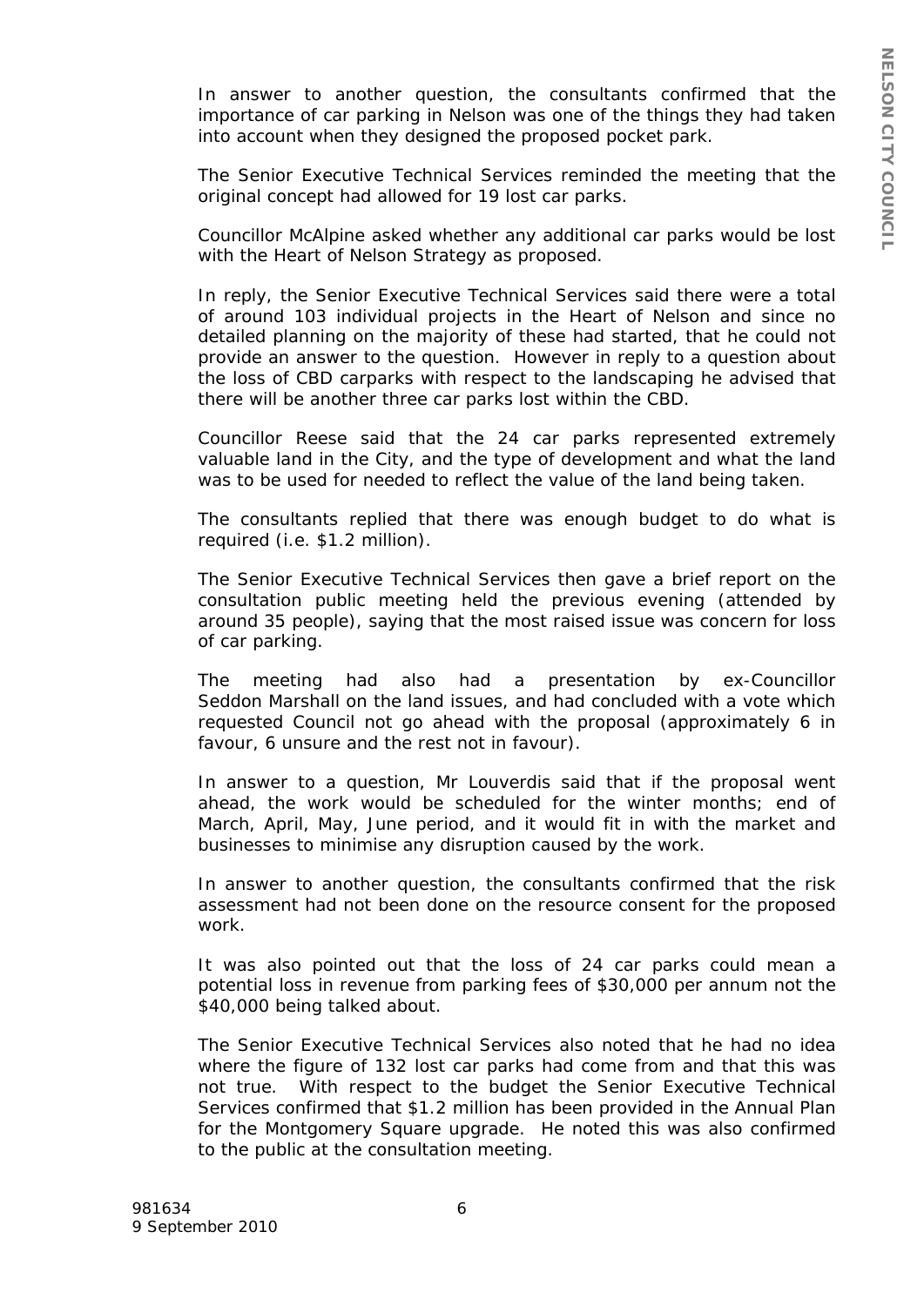In answer to another question, the consultants confirmed that the importance of car parking in Nelson was one of the things they had taken into account when they designed the proposed pocket park.

The Senior Executive Technical Services reminded the meeting that the original concept had allowed for 19 lost car parks.

Councillor McAlpine asked whether any additional car parks would be lost with the Heart of Nelson Strategy as proposed.

In reply, the Senior Executive Technical Services said there were a total of around 103 individual projects in the Heart of Nelson and since no detailed planning on the majority of these had started, that he could not provide an answer to the question. However in reply to a question about the loss of CBD carparks with respect to the landscaping he advised that there will be another three car parks lost within the CBD.

Councillor Reese said that the 24 car parks represented extremely valuable land in the City, and the type of development and what the land was to be used for needed to reflect the value of the land being taken.

The consultants replied that there was enough budget to do what is required (i.e. $1.2 million).

The Senior Executive Technical Services then gave a brief report on the consultation public meeting held the previous evening (attended by around 35 people), saying that the most raised issue was concern for loss of car parking.

The meeting had also had a presentation by ex-Councillor Seddon Marshall on the land issues, and had concluded with a vote which requested Council not go ahead with the proposal (approximately 6 in favour, 6 unsure and the rest not in favour).

In answer to a question, Mr Louverdis said that if the proposal went ahead, the work would be scheduled for the winter months; end of March, April, May, June period, and it would fit in with the market and businesses to minimise any disruption caused by the work.

In answer to another question, the consultants confirmed that the risk assessment had not been done on the resource consent for the proposed work.

It was also pointed out that the loss of 24 car parks could mean a potential loss in revenue from parking fees of $30,000 per annum not the $40,000 being talked about.

The Senior Executive Technical Services also noted that he had no idea where the figure of 132 lost car parks had come from and that this was not true. With respect to the budget the Senior Executive Technical Services confirmed that $1.2 million has been provided in the Annual Plan for the Montgomery Square upgrade. He noted this was also confirmed to the public at the consultation meeting.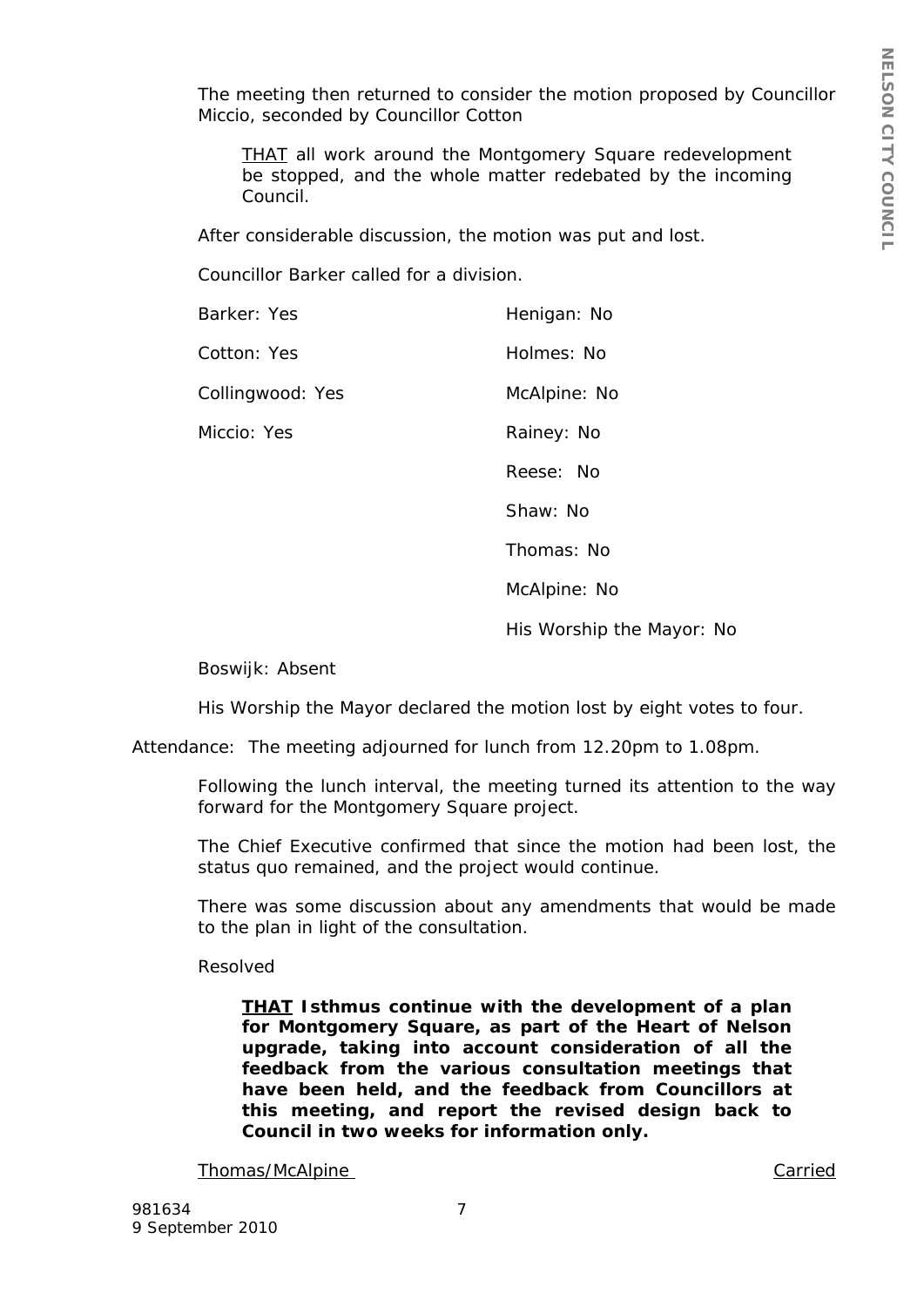The meeting then returned to consider the motion proposed by Councillor Miccio, seconded by Councillor Cotton

> THAT all work around the Montgomery Square redevelopment be stopped, and the whole matter redebated by the incoming Council.

After considerable discussion, the motion was put and lost.

Councillor Barker called for a division.

| | |
|---|---|
| Barker: Yes | Henigan: No |
| Cotton: Yes | Holmes: No |
| Collingwood: Yes | McAlpine: No |
| Miccio: Yes | Rainey: No |
| | Reese: No |
| | Shaw: No |
| | Thomas: No |
| | McAlpine: No |
| | His Worship the Mayor: No |

Boswijk: Absent

His Worship the Mayor declared the motion lost by eight votes to four.

Attendance: The meeting adjourned for lunch from 12.20pm to 1.08pm.

Following the lunch interval, the meeting turned its attention to the way forward for the Montgomery Square project.

The Chief Executive confirmed that since the motion had been lost, the status quo remained, and the project would continue.

There was some discussion about any amendments that would be made to the plan in light of the consultation.

Resolved

> **THAT Isthmus continue with the development of a plan for Montgomery Square, as part of the Heart of Nelson upgrade, taking into account consideration of all the feedback from the various consultation meetings that have been held, and the feedback from Councillors at this meeting, and report the revised design back to Council in two weeks for information only.**

Thomas/McAlpine — Carried

981634
9 September 2010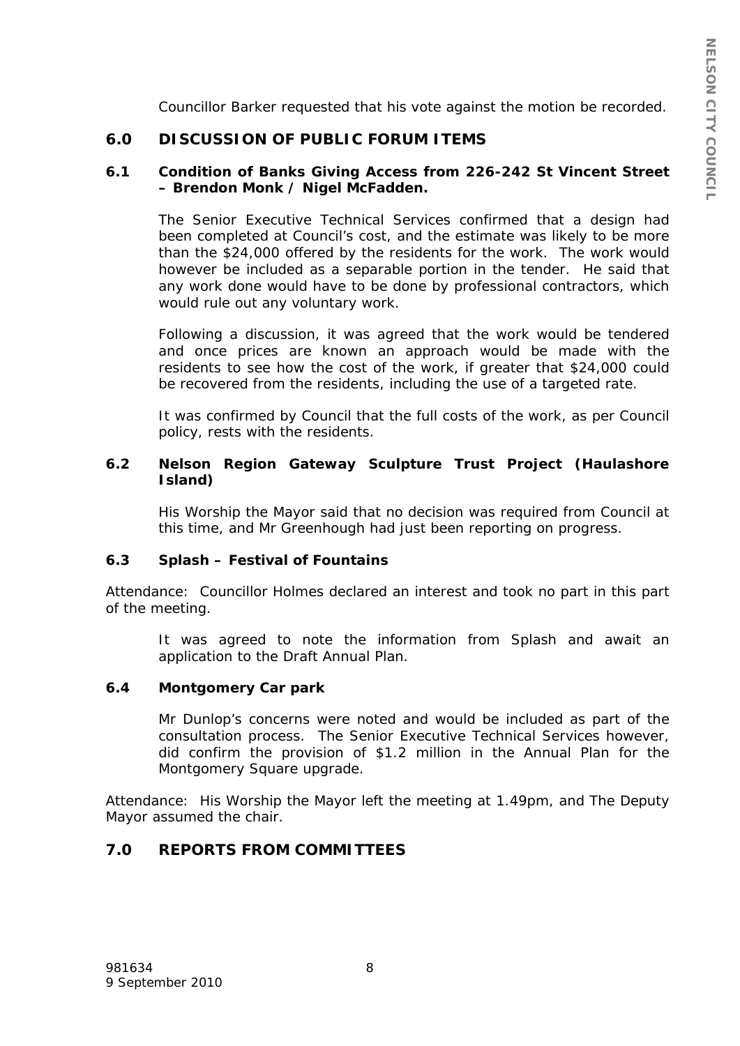Councillor Barker requested that his vote against the motion be recorded.

## 6.0 DISCUSSION OF PUBLIC FORUM ITEMS

### 6.1 Condition of Banks Giving Access from 226-242 St Vincent Street – Brendon Monk / Nigel McFadden.

The Senior Executive Technical Services confirmed that a design had been completed at Council's cost, and the estimate was likely to be more than the $24,000 offered by the residents for the work. The work would however be included as a separable portion in the tender. He said that any work done would have to be done by professional contractors, which would rule out any voluntary work.

Following a discussion, it was agreed that the work would be tendered and once prices are known an approach would be made with the residents to see how the cost of the work, if greater that $24,000 could be recovered from the residents, including the use of a targeted rate.

It was confirmed by Council that the full costs of the work, as per Council policy, rests with the residents.

### 6.2 Nelson Region Gateway Sculpture Trust Project (Haulashore Island)

His Worship the Mayor said that no decision was required from Council at this time, and Mr Greenhough had just been reporting on progress.

### 6.3 Splash – Festival of Fountains

Attendance: Councillor Holmes declared an interest and took no part in this part of the meeting.

It was agreed to note the information from Splash and await an application to the Draft Annual Plan.

### 6.4 Montgomery Car park

Mr Dunlop's concerns were noted and would be included as part of the consultation process. The Senior Executive Technical Services however, did confirm the provision of $1.2 million in the Annual Plan for the Montgomery Square upgrade.

Attendance: His Worship the Mayor left the meeting at 1.49pm, and The Deputy Mayor assumed the chair.

## 7.0 REPORTS FROM COMMITTEES

981634
9 September 2010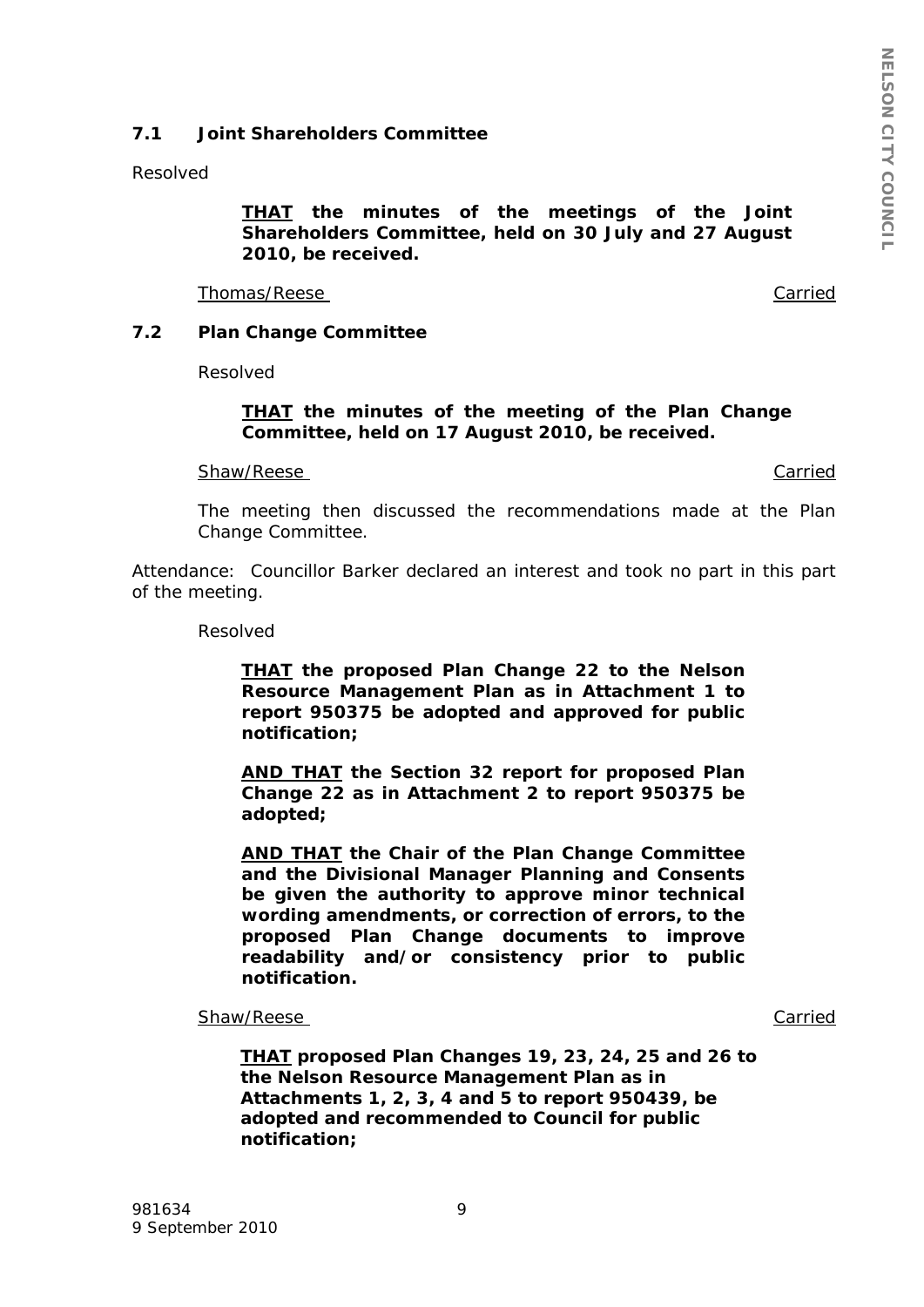### 7.1 Joint Shareholders Committee

Resolved

> **<u>THAT</u> the minutes of the meetings of the Joint Shareholders Committee, held on 30 July and 27 August 2010, be received.**

<u>Thomas/Reese</u> <u>Carried</u>

### 7.2 Plan Change Committee

Resolved

> **<u>THAT</u> the minutes of the meeting of the Plan Change Committee, held on 17 August 2010, be received.**

<u>Shaw/Reese</u> <u>Carried</u>

The meeting then discussed the recommendations made at the Plan Change Committee.

Attendance: Councillor Barker declared an interest and took no part in this part of the meeting.

Resolved

> **<u>THAT</u> the proposed Plan Change 22 to the Nelson Resource Management Plan as in Attachment 1 to report 950375 be adopted and approved for public notification;**
>
> **<u>AND THAT</u> the Section 32 report for proposed Plan Change 22 as in Attachment 2 to report 950375 be adopted;**
>
> **<u>AND THAT</u> the Chair of the Plan Change Committee and the Divisional Manager Planning and Consents be given the authority to approve minor technical wording amendments, or correction of errors, to the proposed Plan Change documents to improve readability and/or consistency prior to public notification.**

<u>Shaw/Reese</u> <u>Carried</u>

> **<u>THAT</u> proposed Plan Changes 19, 23, 24, 25 and 26 to the Nelson Resource Management Plan as in Attachments 1, 2, 3, 4 and 5 to report 950439, be adopted and recommended to Council for public notification;**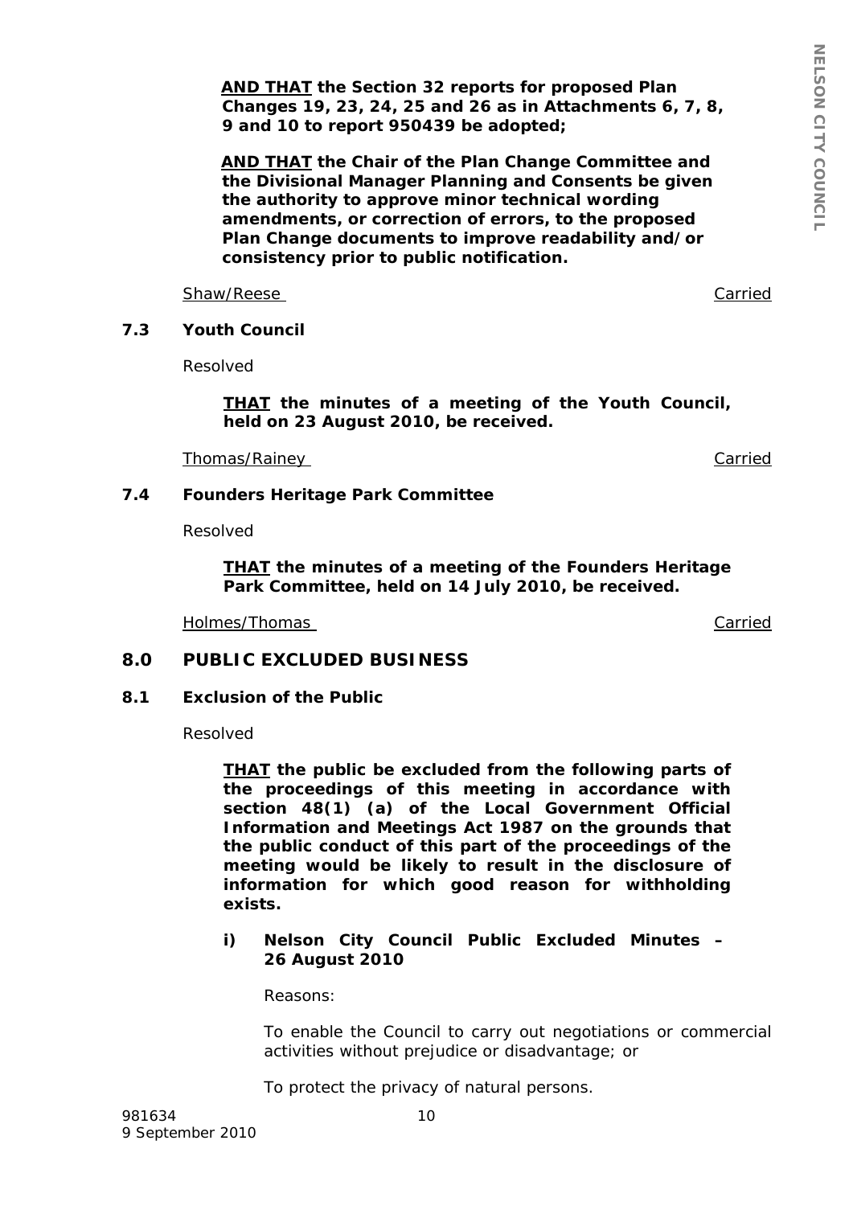**AND THAT the Section 32 reports for proposed Plan Changes 19, 23, 24, 25 and 26 as in Attachments 6, 7, 8, 9 and 10 to report 950439 be adopted;**

**AND THAT the Chair of the Plan Change Committee and the Divisional Manager Planning and Consents be given the authority to approve minor technical wording amendments, or correction of errors, to the proposed Plan Change documents to improve readability and/or consistency prior to public notification.**

Shaw/Reese — Carried

### 7.3 Youth Council

Resolved

**THAT the minutes of a meeting of the Youth Council, held on 23 August 2010, be received.**

Thomas/Rainey — Carried

### 7.4 Founders Heritage Park Committee

Resolved

**THAT the minutes of a meeting of the Founders Heritage Park Committee, held on 14 July 2010, be received.**

Holmes/Thomas — Carried

## 8.0 PUBLIC EXCLUDED BUSINESS

### 8.1 Exclusion of the Public

Resolved

**THAT the public be excluded from the following parts of the proceedings of this meeting in accordance with section 48(1) (a) of the Local Government Official Information and Meetings Act 1987 on the grounds that the public conduct of this part of the proceedings of the meeting would be likely to result in the disclosure of information for which good reason for withholding exists.**

**i) Nelson City Council Public Excluded Minutes – 26 August 2010**

Reasons:

To enable the Council to carry out negotiations or commercial activities without prejudice or disadvantage; or

To protect the privacy of natural persons.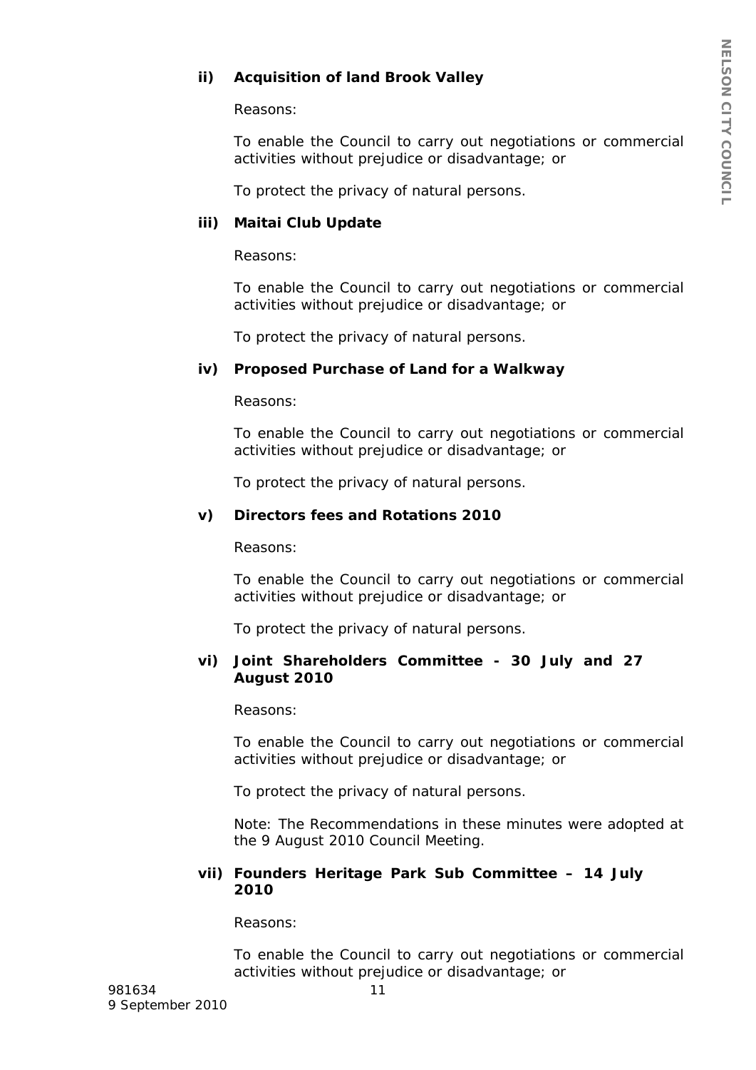**ii) Acquisition of land Brook Valley**

Reasons:

To enable the Council to carry out negotiations or commercial activities without prejudice or disadvantage; or

To protect the privacy of natural persons.

**iii) Maitai Club Update**

Reasons:

To enable the Council to carry out negotiations or commercial activities without prejudice or disadvantage; or

To protect the privacy of natural persons.

**iv) Proposed Purchase of Land for a Walkway**

Reasons:

To enable the Council to carry out negotiations or commercial activities without prejudice or disadvantage; or

To protect the privacy of natural persons.

**v) Directors fees and Rotations 2010**

Reasons:

To enable the Council to carry out negotiations or commercial activities without prejudice or disadvantage; or

To protect the privacy of natural persons.

**vi) Joint Shareholders Committee - 30 July and 27 August 2010**

Reasons:

To enable the Council to carry out negotiations or commercial activities without prejudice or disadvantage; or

To protect the privacy of natural persons.

Note: The Recommendations in these minutes were adopted at the 9 August 2010 Council Meeting.

**vii) Founders Heritage Park Sub Committee – 14 July 2010**

Reasons:

To enable the Council to carry out negotiations or commercial activities without prejudice or disadvantage; or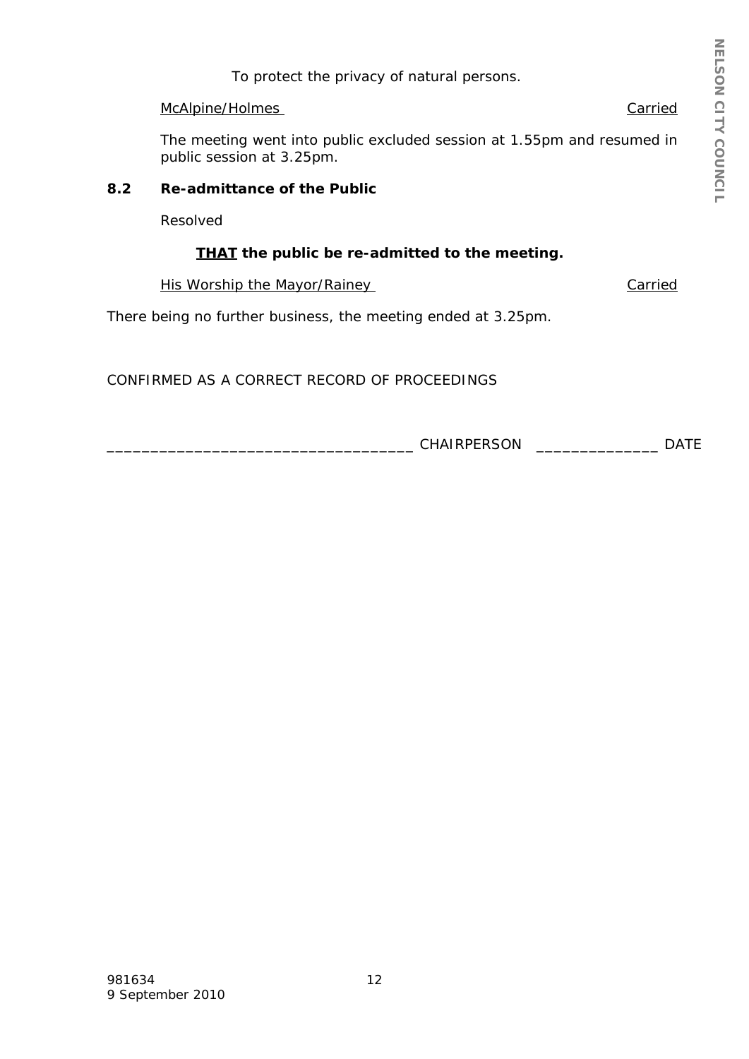To protect the privacy of natural persons.

McAlpine/Holmes Carried

The meeting went into public excluded session at 1.55pm and resumed in public session at 3.25pm.

**8.2 Re-admittance of the Public**

Resolved

**THAT the public be re-admitted to the meeting.**

His Worship the Mayor/Rainey Carried

There being no further business, the meeting ended at 3.25pm.

CONFIRMED AS A CORRECT RECORD OF PROCEEDINGS

___________________________________ CHAIRPERSON ______________ DATE

981634
9 September 2010